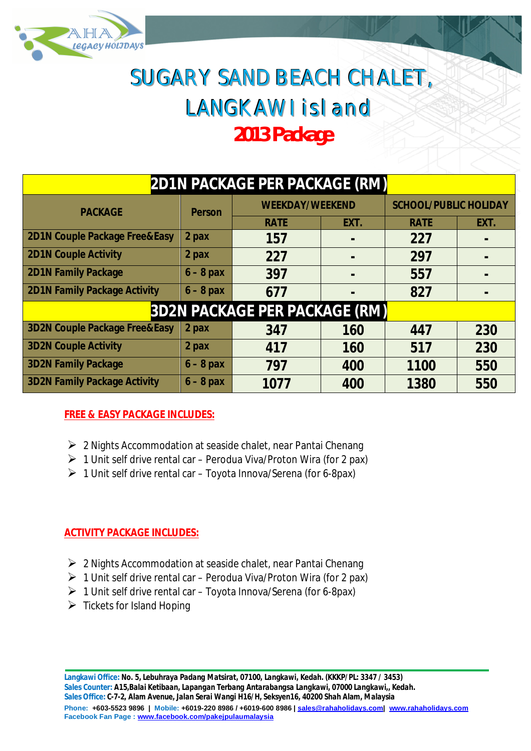# SUGARY SAND BEACH CHALET, LANGKAWI island

## 2013 Package

| PACKAGE | Person | WEEKDAY/WEEKEND | | SCHOOL/PUBLIC HOLIDAY | |
|---|---|---|---|---|---|
| | | RATE | EXT. | RATE | EXT. |
| **2D1N PACKAGE PER PACKAGE (RM)** | | | | | |
| 2D1N Couple Package Free&Easy | 2 pax | 157 | - | 227 | - |
| 2D1N Couple Activity | 2 pax | 227 | - | 297 | - |
| 2D1N Family Package | 6 - 8 pax | 397 | - | 557 | - |
| 2D1N Family Package Activity | 6 - 8 pax | 677 | - | 827 | - |
| **3D2N PACKAGE PER PACKAGE (RM)** | | | | | |
| 3D2N Couple Package Free&Easy | 2 pax | 347 | 160 | 447 | 230 |
| 3D2N Couple Activity | 2 pax | 417 | 160 | 517 | 230 |
| 3D2N Family Package | 6 - 8 pax | 797 | 400 | 1100 | 550 |
| 3D2N Family Package Activity | 6 - 8 pax | 1077 | 400 | 1380 | 550 |

**FREE & EASY PACKAGE INCLUDES:**

- 2 Nights Accommodation at seaside chalet, near Pantai Chenang
- 1 Unit self drive rental car – Perodua Viva/Proton Wira (for 2 pax)
- 1 Unit self drive rental car – Toyota Innova/Serena (for 6-8pax)

**ACTIVITY PACKAGE INCLUDES:**

- 2 Nights Accommodation at seaside chalet, near Pantai Chenang
- 1 Unit self drive rental car – Perodua Viva/Proton Wira (for 2 pax)
- 1 Unit self drive rental car – Toyota Innova/Serena (for 6-8pax)
- Tickets for Island Hoping

**Langkawi Office:** No. 5, Lebuhraya Padang Matsirat, 07100, Langkawi, Kedah. (KKKP/PL: 3347 / 3453)
**Sales Counter:** A15,Balai Ketibaan, Lapangan Terbang Antarabangsa Langkawi, 07000 Langkawi,, Kedah.
**Sales Office:** C-7-2, Alam Avenue, Jalan Serai Wangi H16/H, Seksyen16, 40200 Shah Alam, Malaysia
**Phone:** +603-5523 9896 | **Mobile:** +6019-220 8986 / +6019-600 8986 | sales@rahaholidays.com | www.rahaholidays.com
**Facebook Fan Page :** www.facebook.com/pakejpulaumalaysia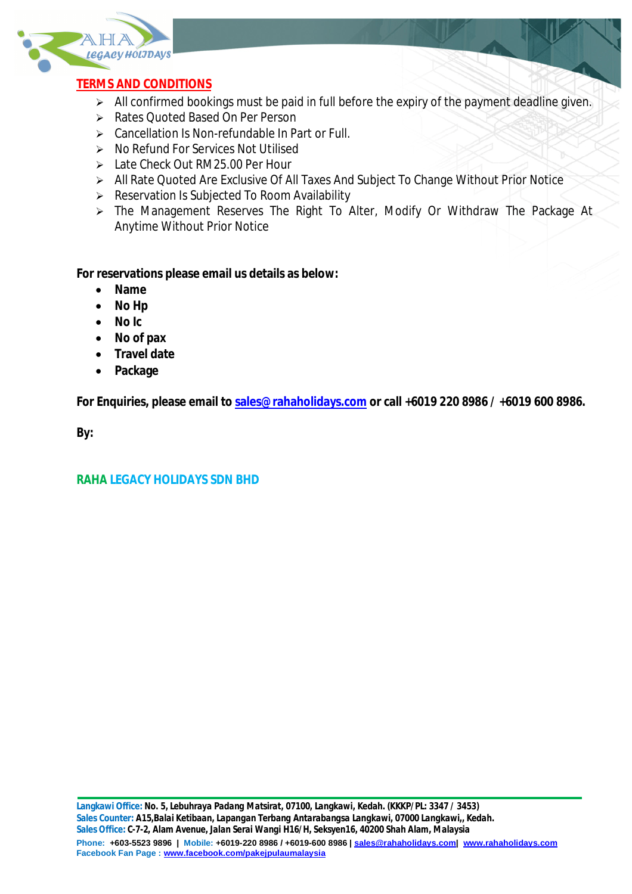## TERMS AND CONDITIONS

- All confirmed bookings must be paid in full before the expiry of the payment deadline given.
- Rates Quoted Based On Per Person
- Cancellation Is Non-refundable In Part or Full.
- No Refund For Services Not Utilised
- Late Check Out RM25.00 Per Hour
- All Rate Quoted Are Exclusive Of All Taxes And Subject To Change Without Prior Notice
- Reservation Is Subjected To Room Availability
- The Management Reserves The Right To Alter, Modify Or Withdraw The Package At Anytime Without Prior Notice

**For reservations please email us details as below:**

- **Name**
- **No Hp**
- **No Ic**
- **No of pax**
- **Travel date**
- **Package**

**For Enquiries, please email to [sales@rahaholidays.com](mailto:sales@rahaholidays.com) or call +6019 220 8986 / +6019 600 8986.**

**By:**

**RAHA LEGACY HOLIDAYS SDN BHD**

**Langkawi Office:** No. 5, Lebuhraya Padang Matsirat, 07100, Langkawi, Kedah. (KKKP/PL: 3347 / 3453)
**Sales Counter:** A15,Balai Ketibaan, Lapangan Terbang Antarabangsa Langkawi, 07000 Langkawi,, Kedah.
**Sales Office:** C-7-2, Alam Avenue, Jalan Serai Wangi H16/H, Seksyen16, 40200 Shah Alam, Malaysia
**Phone:** +603-5523 9896 | **Mobile:** +6019-220 8986 / +6019-600 8986 | sales@rahaholidays.com | www.rahaholidays.com
**Facebook Fan Page :** www.facebook.com/pakejpulaumalaysia